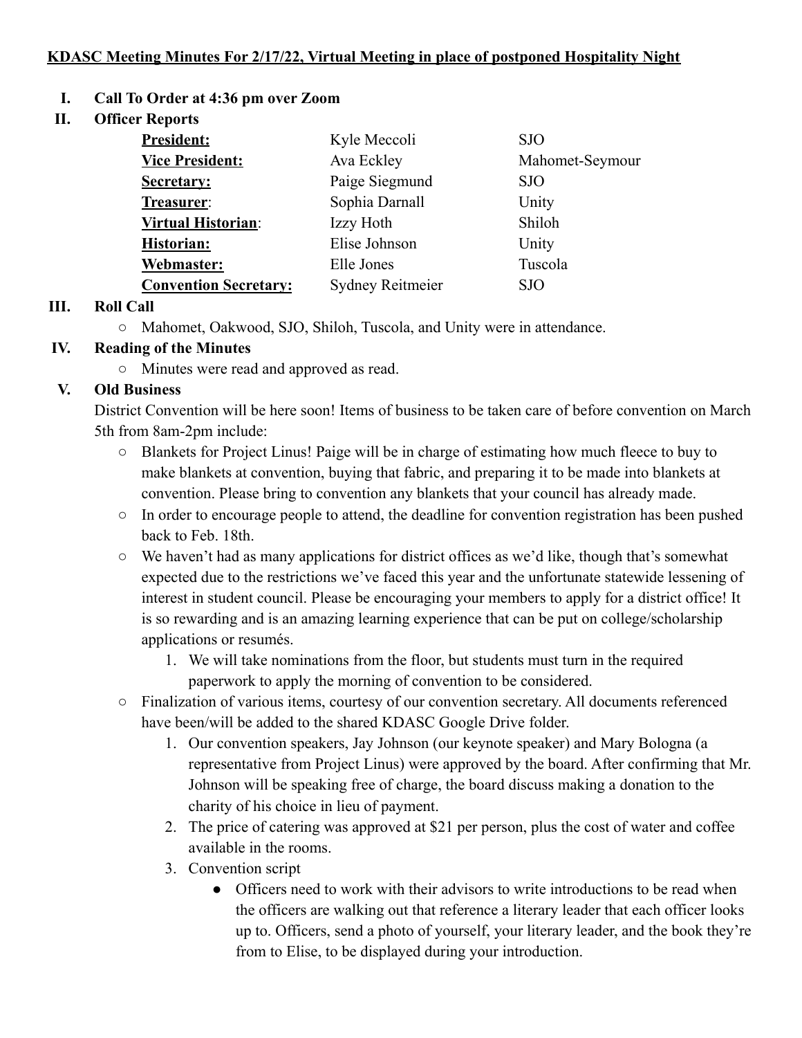**KDASC Meeting Minutes For 2/17/22, Virtual Meeting in place of postponed Hospitality Night**

I. **Call To Order at 4:36 pm over Zoom**

II. **Officer Reports**

| | | |
|---|---|---|
| **President:** | Kyle Meccoli | SJO |
| **Vice President:** | Ava Eckley | Mahomet-Seymour |
| **Secretary:** | Paige Siegmund | SJO |
| **Treasurer**: | Sophia Darnall | Unity |
| **Virtual Historian**: | Izzy Hoth | Shiloh |
| **Historian:** | Elise Johnson | Unity |
| **Webmaster:** | Elle Jones | Tuscola |
| **Convention Secretary:** | Sydney Reitmeier | SJO |

III. **Roll Call**
- Mahomet, Oakwood, SJO, Shiloh, Tuscola, and Unity were in attendance.

IV. **Reading of the Minutes**
- Minutes were read and approved as read.

V. **Old Business**

District Convention will be here soon! Items of business to be taken care of before convention on March 5th from 8am-2pm include:

- Blankets for Project Linus! Paige will be in charge of estimating how much fleece to buy to make blankets at convention, buying that fabric, and preparing it to be made into blankets at convention. Please bring to convention any blankets that your council has already made.
- In order to encourage people to attend, the deadline for convention registration has been pushed back to Feb. 18th.
- We haven't had as many applications for district offices as we'd like, though that's somewhat expected due to the restrictions we've faced this year and the unfortunate statewide lessening of interest in student council. Please be encouraging your members to apply for a district office! It is so rewarding and is an amazing learning experience that can be put on college/scholarship applications or resumés.
  1. We will take nominations from the floor, but students must turn in the required paperwork to apply the morning of convention to be considered.
- Finalization of various items, courtesy of our convention secretary. All documents referenced have been/will be added to the shared KDASC Google Drive folder.
  1. Our convention speakers, Jay Johnson (our keynote speaker) and Mary Bologna (a representative from Project Linus) were approved by the board. After confirming that Mr. Johnson will be speaking free of charge, the board discuss making a donation to the charity of his choice in lieu of payment.
  2. The price of catering was approved at $21 per person, plus the cost of water and coffee available in the rooms.
  3. Convention script
     - Officers need to work with their advisors to write introductions to be read when the officers are walking out that reference a literary leader that each officer looks up to. Officers, send a photo of yourself, your literary leader, and the book they're from to Elise, to be displayed during your introduction.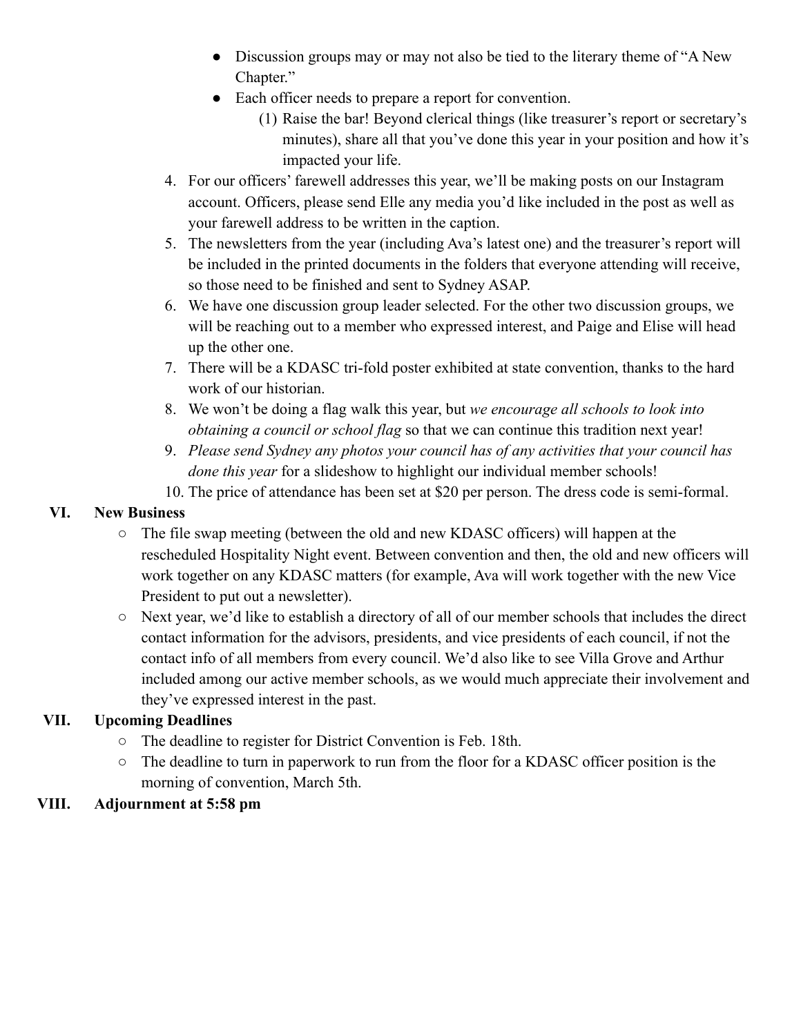- Discussion groups may or may not also be tied to the literary theme of "A New Chapter."
- Each officer needs to prepare a report for convention.
  1. Raise the bar! Beyond clerical things (like treasurer's report or secretary's minutes), share all that you've done this year in your position and how it's impacted your life.

4. For our officers' farewell addresses this year, we'll be making posts on our Instagram account. Officers, please send Elle any media you'd like included in the post as well as your farewell address to be written in the caption.
5. The newsletters from the year (including Ava's latest one) and the treasurer's report will be included in the printed documents in the folders that everyone attending will receive, so those need to be finished and sent to Sydney ASAP.
6. We have one discussion group leader selected. For the other two discussion groups, we will be reaching out to a member who expressed interest, and Paige and Elise will head up the other one.
7. There will be a KDASC tri-fold poster exhibited at state convention, thanks to the hard work of our historian.
8. We won't be doing a flag walk this year, but *we encourage all schools to look into obtaining a council or school flag* so that we can continue this tradition next year!
9. *Please send Sydney any photos your council has of any activities that your council has done this year* for a slideshow to highlight our individual member schools!
10. The price of attendance has been set at $20 per person. The dress code is semi-formal.

**VI. New Business**

- The file swap meeting (between the old and new KDASC officers) will happen at the rescheduled Hospitality Night event. Between convention and then, the old and new officers will work together on any KDASC matters (for example, Ava will work together with the new Vice President to put out a newsletter).
- Next year, we'd like to establish a directory of all of our member schools that includes the direct contact information for the advisors, presidents, and vice presidents of each council, if not the contact info of all members from every council. We'd also like to see Villa Grove and Arthur included among our active member schools, as we would much appreciate their involvement and they've expressed interest in the past.

**VII. Upcoming Deadlines**

- The deadline to register for District Convention is Feb. 18th.
- The deadline to turn in paperwork to run from the floor for a KDASC officer position is the morning of convention, March 5th.

**VIII. Adjournment at 5:58 pm**